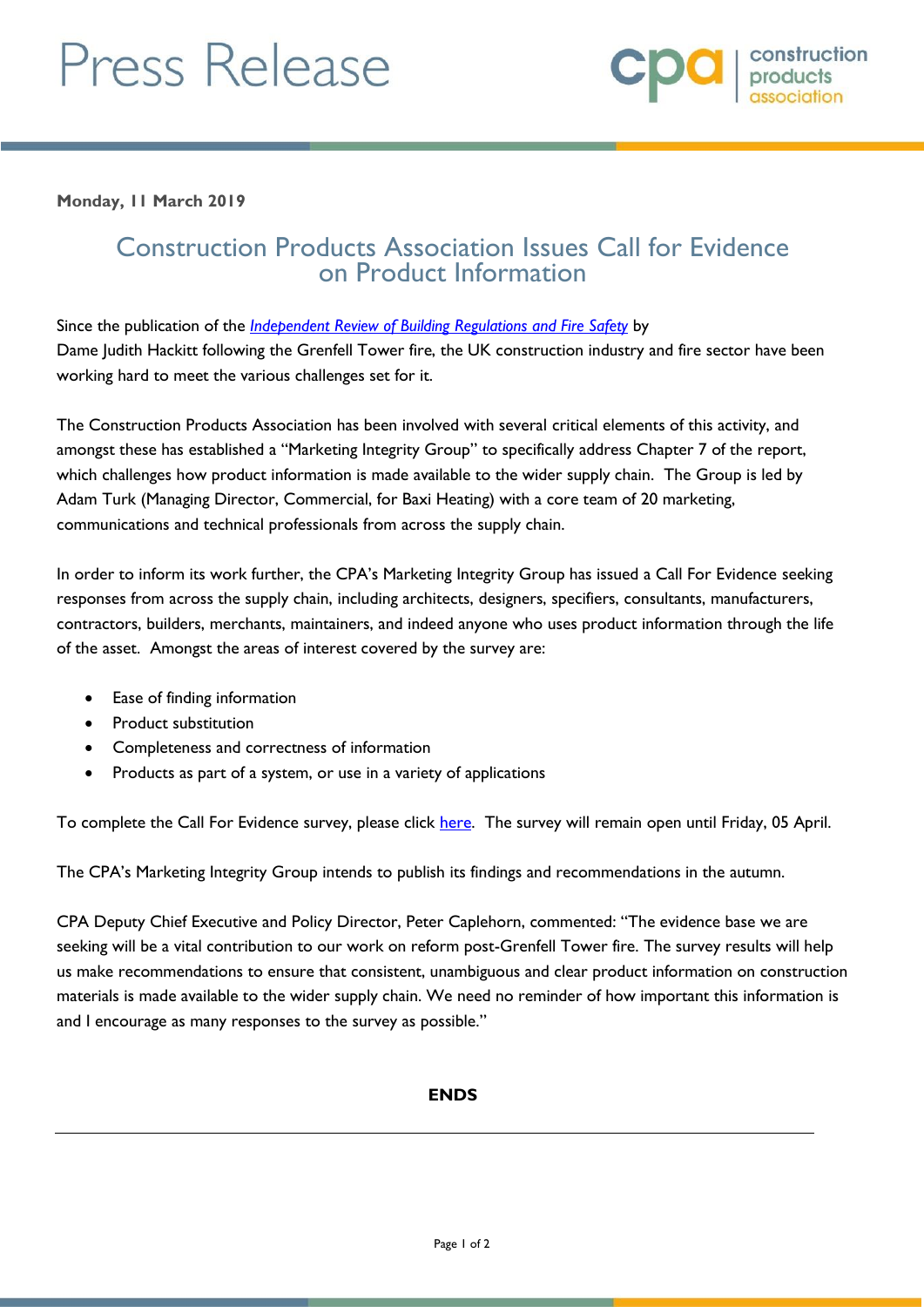# Press Release

**Monday, 11 March 2019**

## Construction Products Association Issues Call for Evidence on Product Information

Since the publication of the *Independent Review of Building Regulations and Fire Safety* by Dame Judith Hackitt following the Grenfell Tower fire, the UK construction industry and fire sector have been working hard to meet the various challenges set for it.

The Construction Products Association has been involved with several critical elements of this activity, and amongst these has established a "Marketing Integrity Group" to specifically address Chapter 7 of the report, which challenges how product information is made available to the wider supply chain. The Group is led by Adam Turk (Managing Director, Commercial, for Baxi Heating) with a core team of 20 marketing, communications and technical professionals from across the supply chain.

In order to inform its work further, the CPA's Marketing Integrity Group has issued a Call For Evidence seeking responses from across the supply chain, including architects, designers, specifiers, consultants, manufacturers, contractors, builders, merchants, maintainers, and indeed anyone who uses product information through the life of the asset. Amongst the areas of interest covered by the survey are:

- Ease of finding information
- Product substitution
- Completeness and correctness of information
- Products as part of a system, or use in a variety of applications

To complete the Call For Evidence survey, please click here. The survey will remain open until Friday, 05 April.

The CPA's Marketing Integrity Group intends to publish its findings and recommendations in the autumn.

CPA Deputy Chief Executive and Policy Director, Peter Caplehorn, commented: "The evidence base we are seeking will be a vital contribution to our work on reform post-Grenfell Tower fire. The survey results will help us make recommendations to ensure that consistent, unambiguous and clear product information on construction materials is made available to the wider supply chain. We need no reminder of how important this information is and I encourage as many responses to the survey as possible."

**ENDS**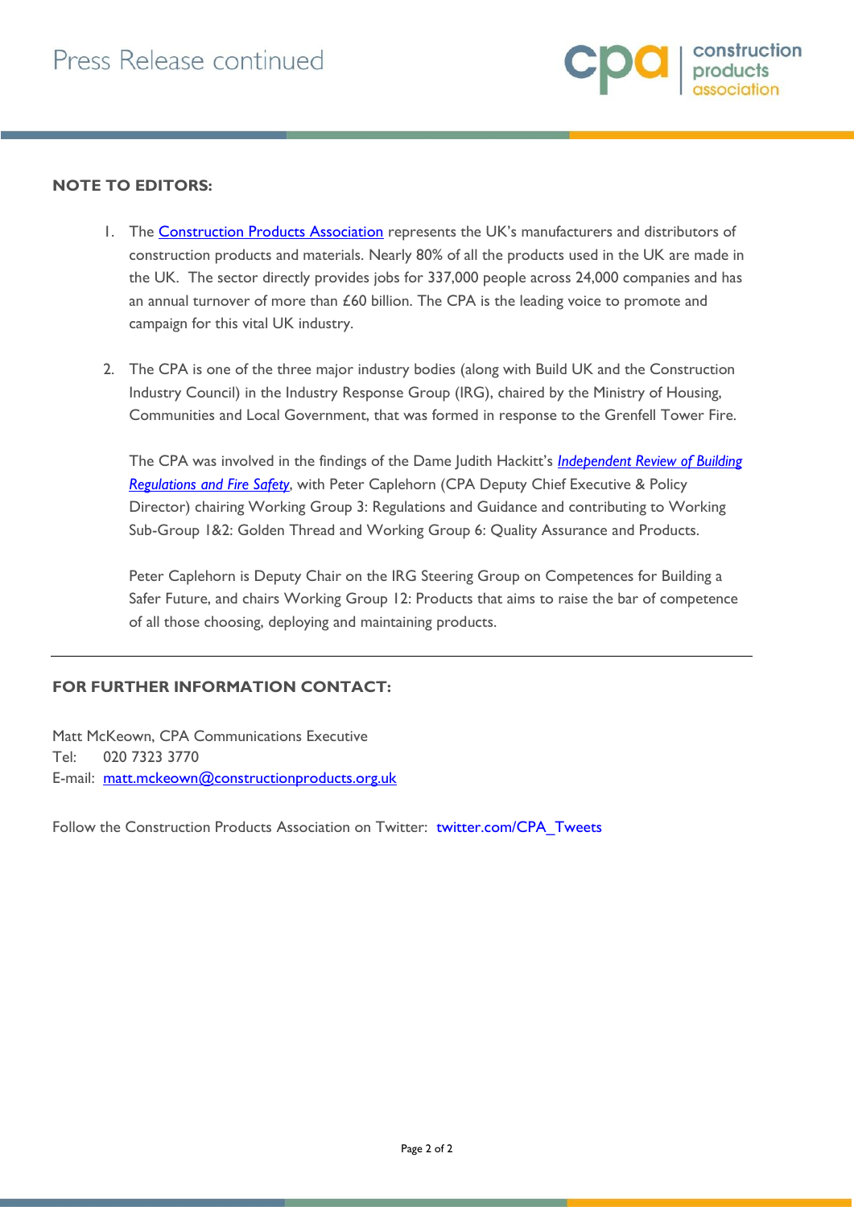**NOTE TO EDITORS:**

1. The [Construction Products Association](#) represents the UK's manufacturers and distributors of construction products and materials. Nearly 80% of all the products used in the UK are made in the UK. The sector directly provides jobs for 337,000 people across 24,000 companies and has an annual turnover of more than £60 billion. The CPA is the leading voice to promote and campaign for this vital UK industry.

2. The CPA is one of the three major industry bodies (along with Build UK and the Construction Industry Council) in the Industry Response Group (IRG), chaired by the Ministry of Housing, Communities and Local Government, that was formed in response to the Grenfell Tower Fire.

   The CPA was involved in the findings of the Dame Judith Hackitt's *Independent Review of Building Regulations and Fire Safety*, with Peter Caplehorn (CPA Deputy Chief Executive & Policy Director) chairing Working Group 3: Regulations and Guidance and contributing to Working Sub-Group 1&2: Golden Thread and Working Group 6: Quality Assurance and Products.

   Peter Caplehorn is Deputy Chair on the IRG Steering Group on Competences for Building a Safer Future, and chairs Working Group 12: Products that aims to raise the bar of competence of all those choosing, deploying and maintaining products.

---

**FOR FURTHER INFORMATION CONTACT:**

Matt McKeown, CPA Communications Executive
Tel: 020 7323 3770
E-mail: matt.mckeown@constructionproducts.org.uk

Follow the Construction Products Association on Twitter: twitter.com/CPA_Tweets